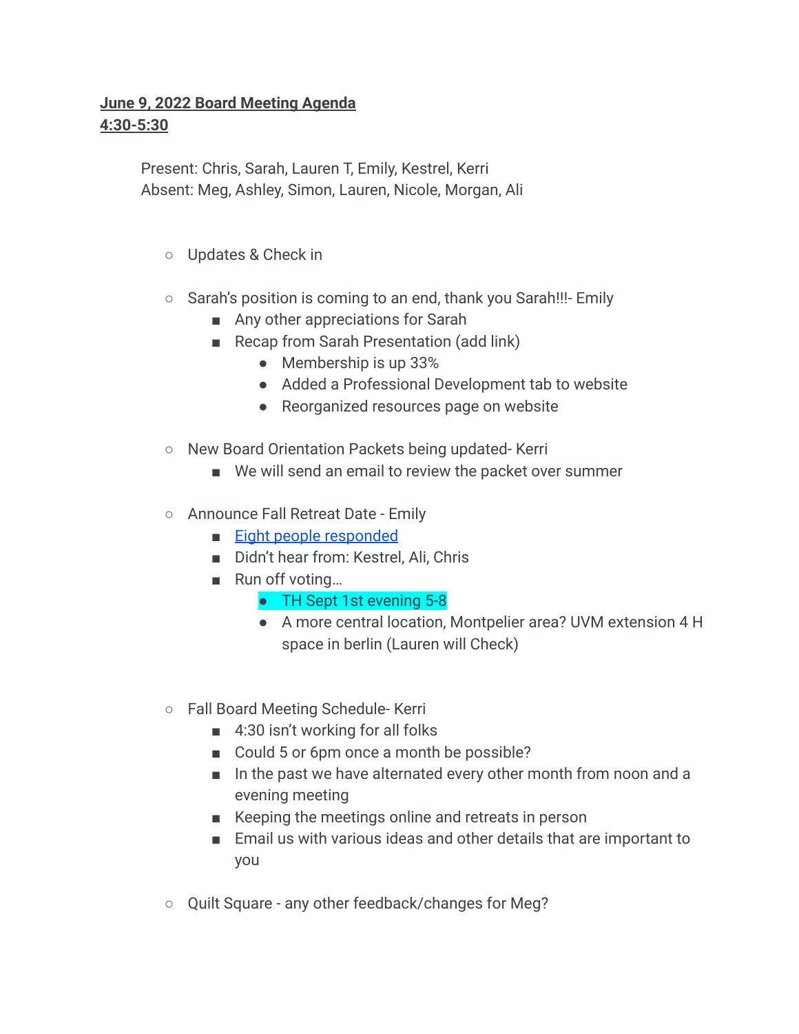**June 9, 2022 Board Meeting Agenda**
**4:30-5:30**

Present: Chris, Sarah, Lauren T, Emily, Kestrel, Kerri
Absent: Meg, Ashley, Simon, Lauren, Nicole, Morgan, Ali

- Updates & Check in

- Sarah's position is coming to an end, thank you Sarah!!!- Emily
  - Any other appreciations for Sarah
  - Recap from Sarah Presentation (add link)
    - Membership is up 33%
    - Added a Professional Development tab to website
    - Reorganized resources page on website

- New Board Orientation Packets being updated- Kerri
  - We will send an email to review the packet over summer

- Announce Fall Retreat Date - Emily
  - Eight people responded
  - Didn't hear from: Kestrel, Ali, Chris
  - Run off voting…
    - TH Sept 1st evening 5-8
    - A more central location, Montpelier area? UVM extension 4 H space in berlin (Lauren will Check)

- Fall Board Meeting Schedule- Kerri
  - 4:30 isn't working for all folks
  - Could 5 or 6pm once a month be possible?
  - In the past we have alternated every other month from noon and a evening meeting
  - Keeping the meetings online and retreats in person
  - Email us with various ideas and other details that are important to you

- Quilt Square - any other feedback/changes for Meg?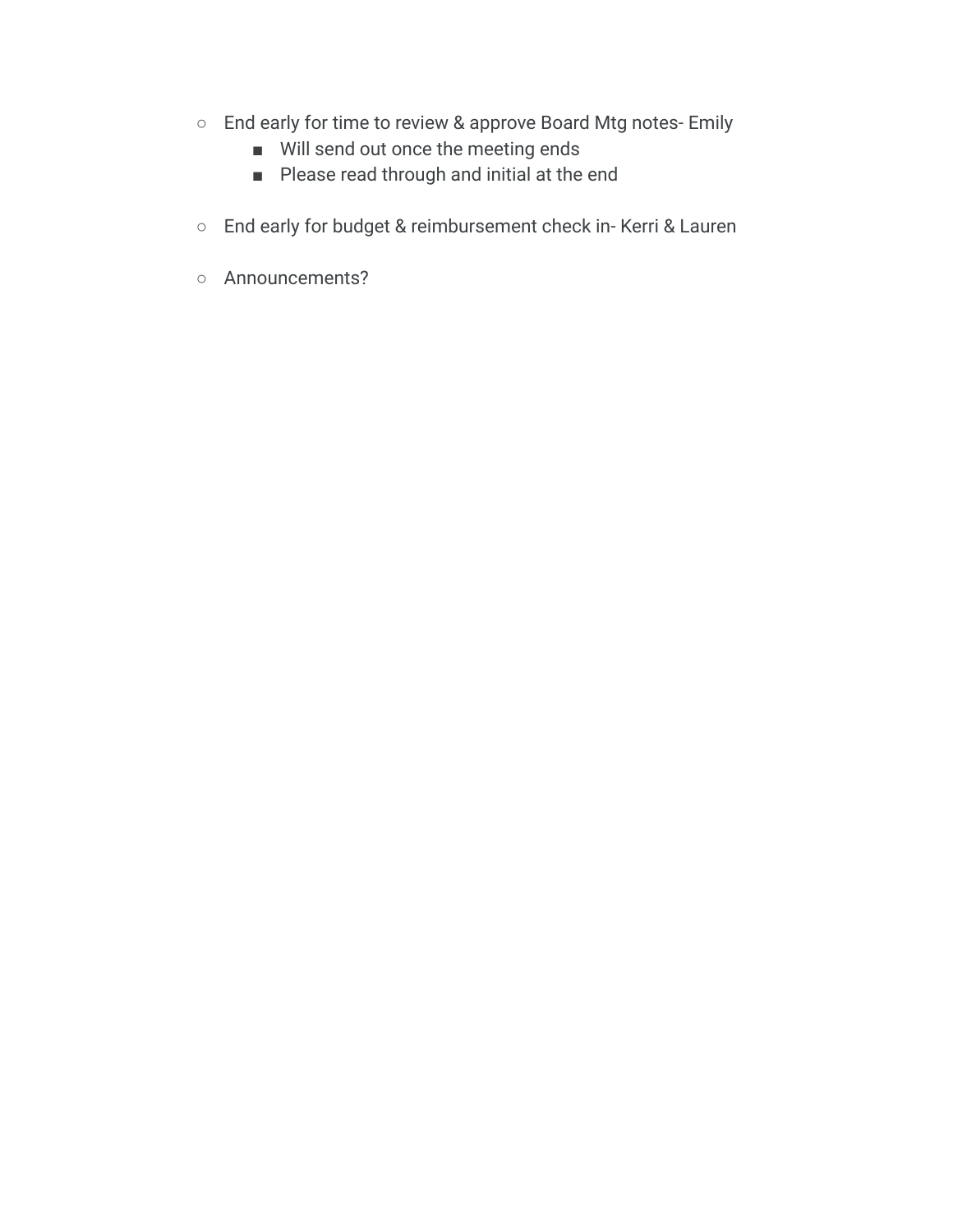- End early for time to review & approve Board Mtg notes- Emily
  - Will send out once the meeting ends
  - Please read through and initial at the end

- End early for budget & reimbursement check in- Kerri & Lauren

- Announcements?